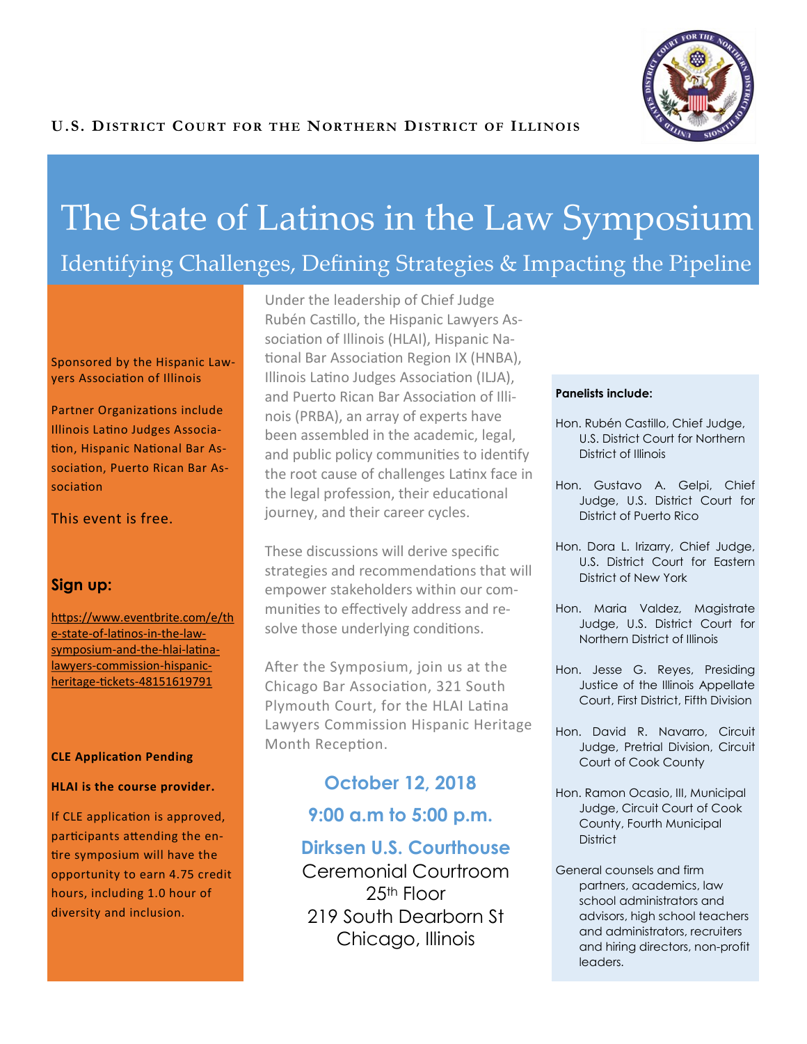U.S. District Court for the Northern District of Illinois

# The State of Latinos in the Law Symposium

## Identifying Challenges, Defining Strategies & Impacting the Pipeline

Sponsored by the Hispanic Lawyers Association of Illinois

Partner Organizations include Illinois Latino Judges Association, Hispanic National Bar Association, Puerto Rican Bar Association

This event is free.

### Sign up:

https://www.eventbrite.com/e/the-state-of-latinos-in-the-law-symposium-and-the-hlai-latina-lawyers-commission-hispanic-heritage-tickets-48151619791

**CLE Application Pending**

**HLAI is the course provider.**

If CLE application is approved, participants attending the entire symposium will have the opportunity to earn 4.75 credit hours, including 1.0 hour of diversity and inclusion.

Under the leadership of Chief Judge Rubén Castillo, the Hispanic Lawyers Association of Illinois (HLAI), Hispanic National Bar Association Region IX (HNBA), Illinois Latino Judges Association (ILJA), and Puerto Rican Bar Association of Illinois (PRBA), an array of experts have been assembled in the academic, legal, and public policy communities to identify the root cause of challenges Latinx face in the legal profession, their educational journey, and their career cycles.

These discussions will derive specific strategies and recommendations that will empower stakeholders within our communities to effectively address and resolve those underlying conditions.

After the Symposium, join us at the Chicago Bar Association, 321 South Plymouth Court, for the HLAI Latina Lawyers Commission Hispanic Heritage Month Reception.

**October 12, 2018**

**9:00 a.m to 5:00 p.m.**

**Dirksen U.S. Courthouse**

Ceremonial Courtroom
25th Floor
219 South Dearborn St
Chicago, Illinois

**Panelists include:**

- Hon. Rubén Castillo, Chief Judge, U.S. District Court for Northern District of Illinois
- Hon. Gustavo A. Gelpi, Chief Judge, U.S. District Court for District of Puerto Rico
- Hon. Dora L. Irizarry, Chief Judge, U.S. District Court for Eastern District of New York
- Hon. Maria Valdez, Magistrate Judge, U.S. District Court for Northern District of Illinois
- Hon. Jesse G. Reyes, Presiding Justice of the Illinois Appellate Court, First District, Fifth Division
- Hon. David R. Navarro, Circuit Judge, Pretrial Division, Circuit Court of Cook County
- Hon. Ramon Ocasio, III, Municipal Judge, Circuit Court of Cook County, Fourth Municipal District
- General counsels and firm partners, academics, law school administrators and advisors, high school teachers and administrators, recruiters and hiring directors, non-profit leaders.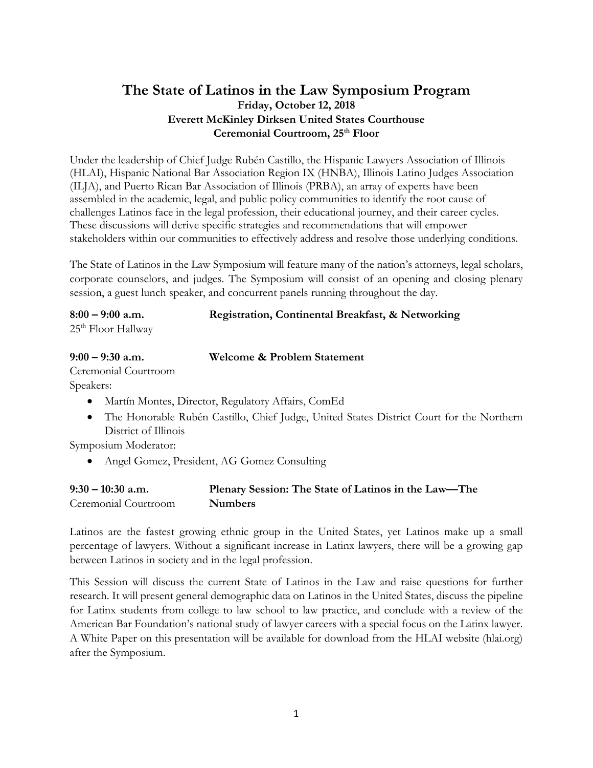# The State of Latinos in the Law Symposium Program

**Friday, October 12, 2018**
**Everett McKinley Dirksen United States Courthouse**
**Ceremonial Courtroom, 25th Floor**

Under the leadership of Chief Judge Rubén Castillo, the Hispanic Lawyers Association of Illinois (HLAI), Hispanic National Bar Association Region IX (HNBA), Illinois Latino Judges Association (ILJA), and Puerto Rican Bar Association of Illinois (PRBA), an array of experts have been assembled in the academic, legal, and public policy communities to identify the root cause of challenges Latinos face in the legal profession, their educational journey, and their career cycles. These discussions will derive specific strategies and recommendations that will empower stakeholders within our communities to effectively address and resolve those underlying conditions.

The State of Latinos in the Law Symposium will feature many of the nation's attorneys, legal scholars, corporate counselors, and judges. The Symposium will consist of an opening and closing plenary session, a guest lunch speaker, and concurrent panels running throughout the day.

**8:00 – 9:00 a.m.** **Registration, Continental Breakfast, & Networking**
25th Floor Hallway

**9:00 – 9:30 a.m.** **Welcome & Problem Statement**
Ceremonial Courtroom

Speakers:

- Martín Montes, Director, Regulatory Affairs, ComEd
- The Honorable Rubén Castillo, Chief Judge, United States District Court for the Northern District of Illinois

Symposium Moderator:

- Angel Gomez, President, AG Gomez Consulting

**9:30 – 10:30 a.m.** **Plenary Session: The State of Latinos in the Law—The Numbers**
Ceremonial Courtroom

Latinos are the fastest growing ethnic group in the United States, yet Latinos make up a small percentage of lawyers. Without a significant increase in Latinx lawyers, there will be a growing gap between Latinos in society and in the legal profession.

This Session will discuss the current State of Latinos in the Law and raise questions for further research. It will present general demographic data on Latinos in the United States, discuss the pipeline for Latinx students from college to law school to law practice, and conclude with a review of the American Bar Foundation's national study of lawyer careers with a special focus on the Latinx lawyer. A White Paper on this presentation will be available for download from the HLAI website (hlai.org) after the Symposium.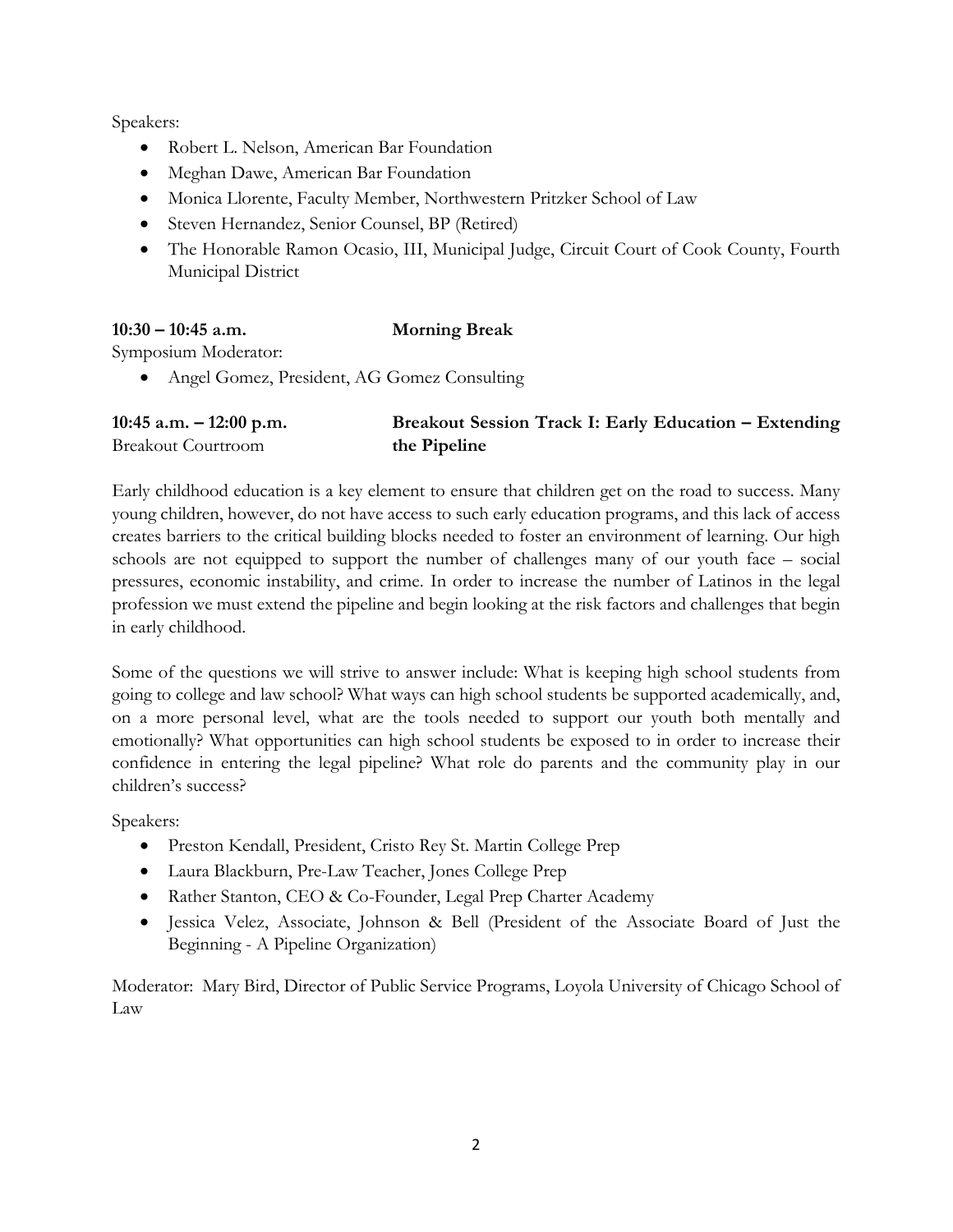Speakers:

- Robert L. Nelson, American Bar Foundation
- Meghan Dawe, American Bar Foundation
- Monica Llorente, Faculty Member, Northwestern Pritzker School of Law
- Steven Hernandez, Senior Counsel, BP (Retired)
- The Honorable Ramon Ocasio, III, Municipal Judge, Circuit Court of Cook County, Fourth Municipal District

**10:30 – 10:45 a.m.** **Morning Break**

Symposium Moderator:

- Angel Gomez, President, AG Gomez Consulting

**10:45 a.m. – 12:00 p.m.** **Breakout Session Track I: Early Education – Extending the Pipeline**
Breakout Courtroom

Early childhood education is a key element to ensure that children get on the road to success. Many young children, however, do not have access to such early education programs, and this lack of access creates barriers to the critical building blocks needed to foster an environment of learning. Our high schools are not equipped to support the number of challenges many of our youth face – social pressures, economic instability, and crime. In order to increase the number of Latinos in the legal profession we must extend the pipeline and begin looking at the risk factors and challenges that begin in early childhood.

Some of the questions we will strive to answer include: What is keeping high school students from going to college and law school? What ways can high school students be supported academically, and, on a more personal level, what are the tools needed to support our youth both mentally and emotionally? What opportunities can high school students be exposed to in order to increase their confidence in entering the legal pipeline? What role do parents and the community play in our children's success?

Speakers:

- Preston Kendall, President, Cristo Rey St. Martin College Prep
- Laura Blackburn, Pre-Law Teacher, Jones College Prep
- Rather Stanton, CEO & Co-Founder, Legal Prep Charter Academy
- Jessica Velez, Associate, Johnson & Bell (President of the Associate Board of Just the Beginning - A Pipeline Organization)

Moderator: Mary Bird, Director of Public Service Programs, Loyola University of Chicago School of Law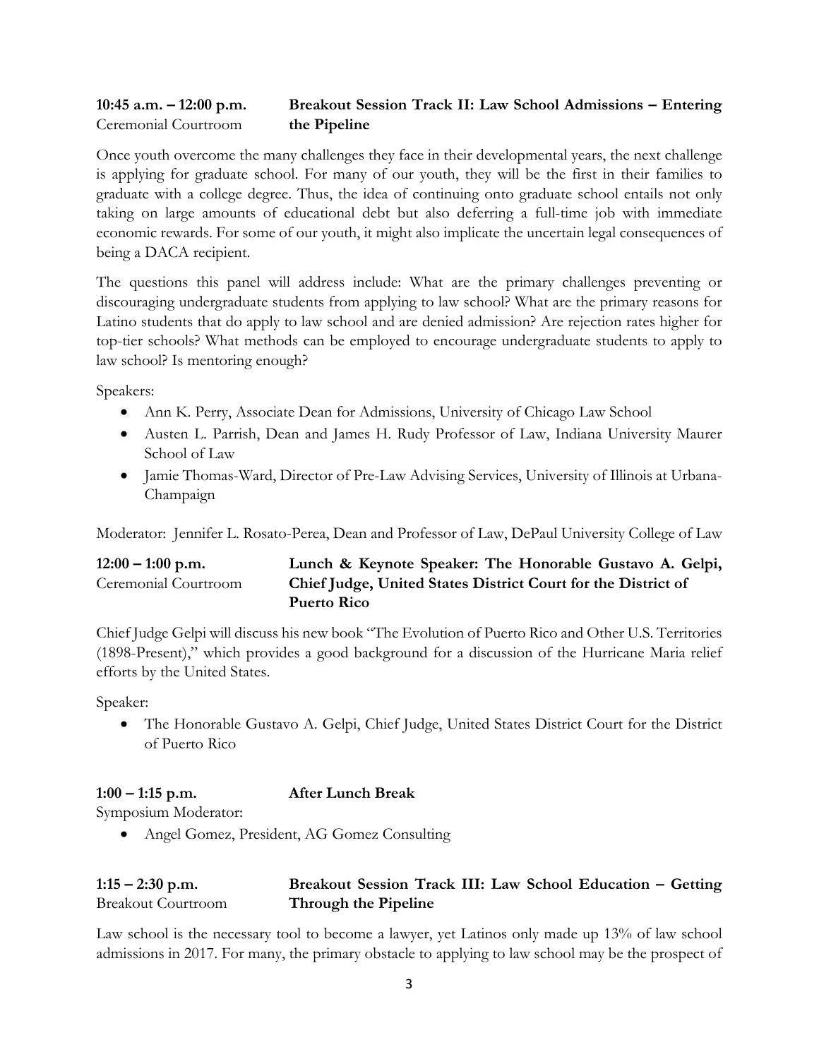**10:45 a.m. – 12:00 p.m.** Ceremonial Courtroom

**Breakout Session Track II: Law School Admissions – Entering the Pipeline**

Once youth overcome the many challenges they face in their developmental years, the next challenge is applying for graduate school. For many of our youth, they will be the first in their families to graduate with a college degree. Thus, the idea of continuing onto graduate school entails not only taking on large amounts of educational debt but also deferring a full-time job with immediate economic rewards. For some of our youth, it might also implicate the uncertain legal consequences of being a DACA recipient.

The questions this panel will address include: What are the primary challenges preventing or discouraging undergraduate students from applying to law school? What are the primary reasons for Latino students that do apply to law school and are denied admission? Are rejection rates higher for top-tier schools? What methods can be employed to encourage undergraduate students to apply to law school? Is mentoring enough?

Speakers:

- Ann K. Perry, Associate Dean for Admissions, University of Chicago Law School
- Austen L. Parrish, Dean and James H. Rudy Professor of Law, Indiana University Maurer School of Law
- Jamie Thomas-Ward, Director of Pre-Law Advising Services, University of Illinois at Urbana-Champaign

Moderator: Jennifer L. Rosato-Perea, Dean and Professor of Law, DePaul University College of Law

**12:00 – 1:00 p.m.** Ceremonial Courtroom

**Lunch & Keynote Speaker: The Honorable Gustavo A. Gelpi, Chief Judge, United States District Court for the District of Puerto Rico**

Chief Judge Gelpi will discuss his new book "The Evolution of Puerto Rico and Other U.S. Territories (1898-Present)," which provides a good background for a discussion of the Hurricane Maria relief efforts by the United States.

Speaker:

- The Honorable Gustavo A. Gelpi, Chief Judge, United States District Court for the District of Puerto Rico

**1:00 – 1:15 p.m.** **After Lunch Break**

Symposium Moderator:

- Angel Gomez, President, AG Gomez Consulting

**1:15 – 2:30 p.m.** Breakout Courtroom

**Breakout Session Track III: Law School Education – Getting Through the Pipeline**

Law school is the necessary tool to become a lawyer, yet Latinos only made up 13% of law school admissions in 2017. For many, the primary obstacle to applying to law school may be the prospect of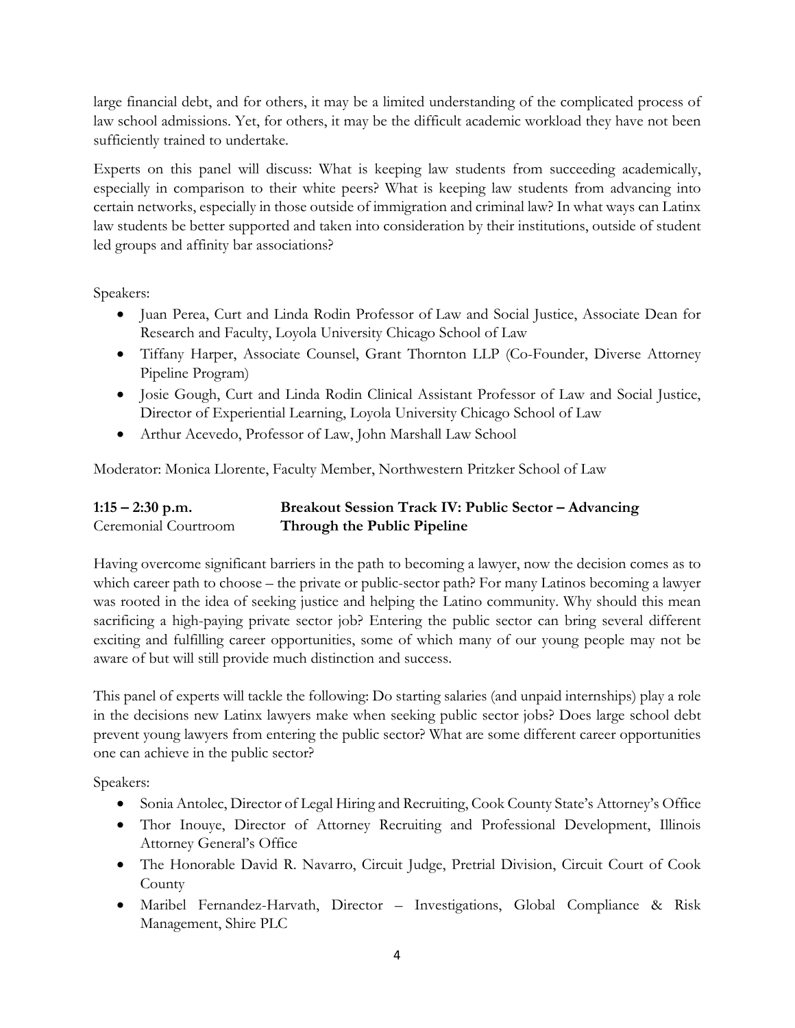large financial debt, and for others, it may be a limited understanding of the complicated process of law school admissions. Yet, for others, it may be the difficult academic workload they have not been sufficiently trained to undertake.

Experts on this panel will discuss: What is keeping law students from succeeding academically, especially in comparison to their white peers? What is keeping law students from advancing into certain networks, especially in those outside of immigration and criminal law? In what ways can Latinx law students be better supported and taken into consideration by their institutions, outside of student led groups and affinity bar associations?

Speakers:

- Juan Perea, Curt and Linda Rodin Professor of Law and Social Justice, Associate Dean for Research and Faculty, Loyola University Chicago School of Law
- Tiffany Harper, Associate Counsel, Grant Thornton LLP (Co-Founder, Diverse Attorney Pipeline Program)
- Josie Gough, Curt and Linda Rodin Clinical Assistant Professor of Law and Social Justice, Director of Experiential Learning, Loyola University Chicago School of Law
- Arthur Acevedo, Professor of Law, John Marshall Law School

Moderator: Monica Llorente, Faculty Member, Northwestern Pritzker School of Law

**1:15 – 2:30 p.m.** Ceremonial Courtroom

**Breakout Session Track IV: Public Sector – Advancing Through the Public Pipeline**

Having overcome significant barriers in the path to becoming a lawyer, now the decision comes as to which career path to choose – the private or public-sector path? For many Latinos becoming a lawyer was rooted in the idea of seeking justice and helping the Latino community. Why should this mean sacrificing a high-paying private sector job? Entering the public sector can bring several different exciting and fulfilling career opportunities, some of which many of our young people may not be aware of but will still provide much distinction and success.

This panel of experts will tackle the following: Do starting salaries (and unpaid internships) play a role in the decisions new Latinx lawyers make when seeking public sector jobs? Does large school debt prevent young lawyers from entering the public sector? What are some different career opportunities one can achieve in the public sector?

Speakers:

- Sonia Antolec, Director of Legal Hiring and Recruiting, Cook County State's Attorney's Office
- Thor Inouye, Director of Attorney Recruiting and Professional Development, Illinois Attorney General's Office
- The Honorable David R. Navarro, Circuit Judge, Pretrial Division, Circuit Court of Cook County
- Maribel Fernandez-Harvath, Director – Investigations, Global Compliance & Risk Management, Shire PLC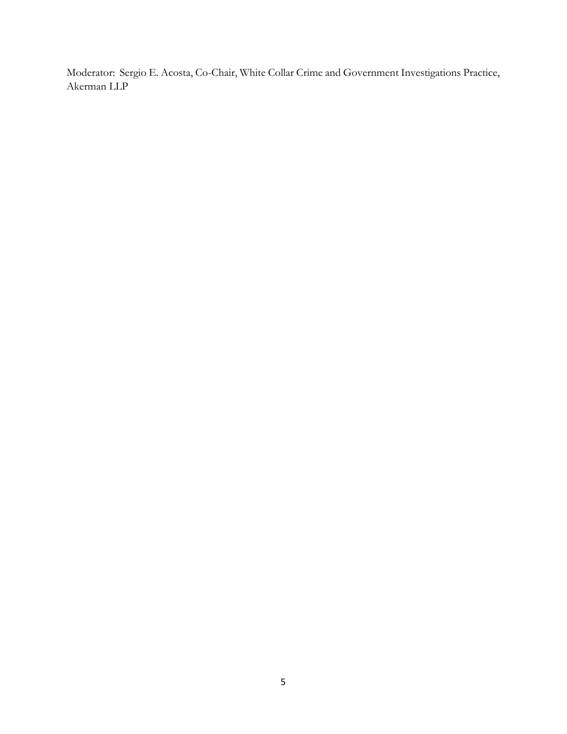Moderator: Sergio E. Acosta, Co-Chair, White Collar Crime and Government Investigations Practice, Akerman LLP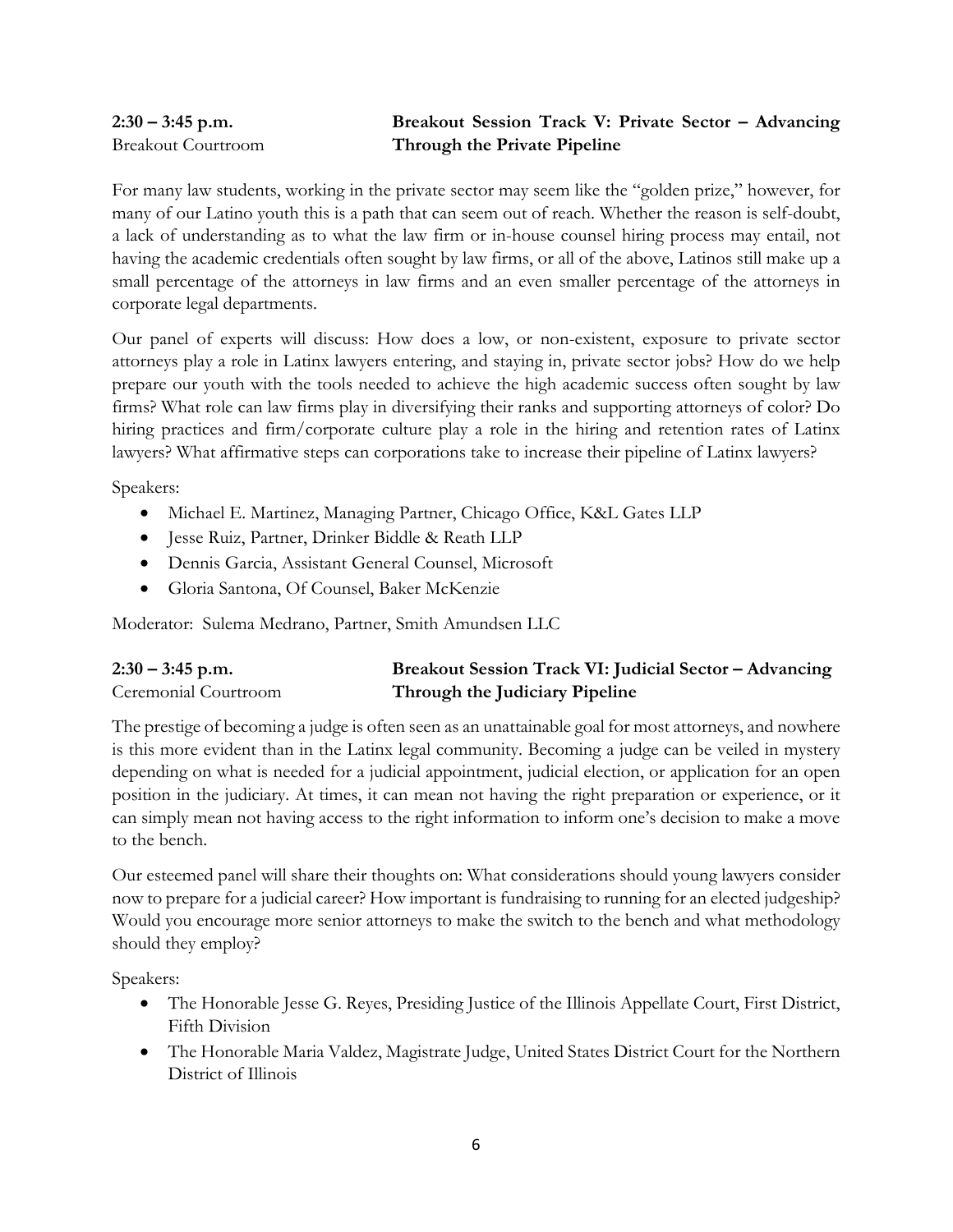**2:30 – 3:45 p.m.**
Breakout Courtroom

**Breakout Session Track V: Private Sector – Advancing Through the Private Pipeline**

For many law students, working in the private sector may seem like the "golden prize," however, for many of our Latino youth this is a path that can seem out of reach. Whether the reason is self-doubt, a lack of understanding as to what the law firm or in-house counsel hiring process may entail, not having the academic credentials often sought by law firms, or all of the above, Latinos still make up a small percentage of the attorneys in law firms and an even smaller percentage of the attorneys in corporate legal departments.

Our panel of experts will discuss: How does a low, or non-existent, exposure to private sector attorneys play a role in Latinx lawyers entering, and staying in, private sector jobs? How do we help prepare our youth with the tools needed to achieve the high academic success often sought by law firms? What role can law firms play in diversifying their ranks and supporting attorneys of color? Do hiring practices and firm/corporate culture play a role in the hiring and retention rates of Latinx lawyers? What affirmative steps can corporations take to increase their pipeline of Latinx lawyers?

Speakers:

- Michael E. Martinez, Managing Partner, Chicago Office, K&L Gates LLP
- Jesse Ruiz, Partner, Drinker Biddle & Reath LLP
- Dennis Garcia, Assistant General Counsel, Microsoft
- Gloria Santona, Of Counsel, Baker McKenzie

Moderator: Sulema Medrano, Partner, Smith Amundsen LLC

**2:30 – 3:45 p.m.**
Ceremonial Courtroom

**Breakout Session Track VI: Judicial Sector – Advancing Through the Judiciary Pipeline**

The prestige of becoming a judge is often seen as an unattainable goal for most attorneys, and nowhere is this more evident than in the Latinx legal community. Becoming a judge can be veiled in mystery depending on what is needed for a judicial appointment, judicial election, or application for an open position in the judiciary. At times, it can mean not having the right preparation or experience, or it can simply mean not having access to the right information to inform one's decision to make a move to the bench.

Our esteemed panel will share their thoughts on: What considerations should young lawyers consider now to prepare for a judicial career? How important is fundraising to running for an elected judgeship? Would you encourage more senior attorneys to make the switch to the bench and what methodology should they employ?

Speakers:

- The Honorable Jesse G. Reyes, Presiding Justice of the Illinois Appellate Court, First District, Fifth Division
- The Honorable Maria Valdez, Magistrate Judge, United States District Court for the Northern District of Illinois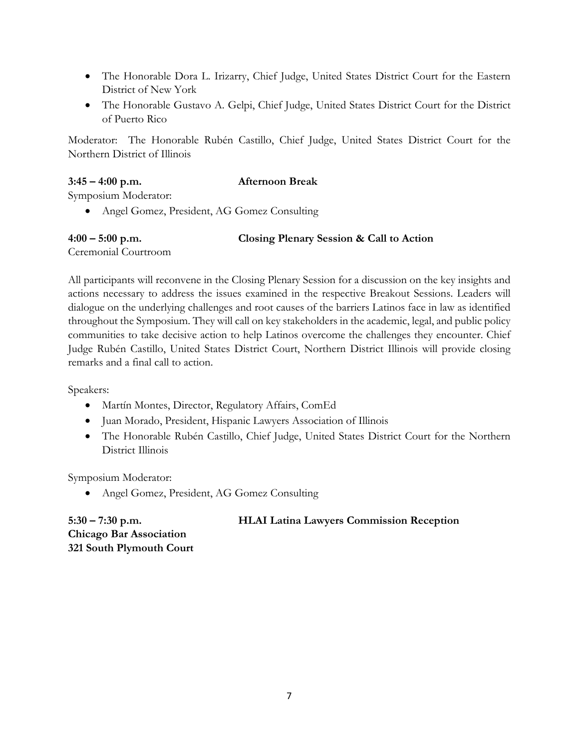- The Honorable Dora L. Irizarry, Chief Judge, United States District Court for the Eastern District of New York
- The Honorable Gustavo A. Gelpi, Chief Judge, United States District Court for the District of Puerto Rico

Moderator: The Honorable Rubén Castillo, Chief Judge, United States District Court for the Northern District of Illinois

**3:45 – 4:00 p.m.** **Afternoon Break**

Symposium Moderator:

- Angel Gomez, President, AG Gomez Consulting

**4:00 – 5:00 p.m.** **Closing Plenary Session & Call to Action**

Ceremonial Courtroom

All participants will reconvene in the Closing Plenary Session for a discussion on the key insights and actions necessary to address the issues examined in the respective Breakout Sessions. Leaders will dialogue on the underlying challenges and root causes of the barriers Latinos face in law as identified throughout the Symposium. They will call on key stakeholders in the academic, legal, and public policy communities to take decisive action to help Latinos overcome the challenges they encounter. Chief Judge Rubén Castillo, United States District Court, Northern District Illinois will provide closing remarks and a final call to action.

Speakers:

- Martín Montes, Director, Regulatory Affairs, ComEd
- Juan Morado, President, Hispanic Lawyers Association of Illinois
- The Honorable Rubén Castillo, Chief Judge, United States District Court for the Northern District Illinois

Symposium Moderator:

- Angel Gomez, President, AG Gomez Consulting

**5:30 – 7:30 p.m.** **HLAI Latina Lawyers Commission Reception**
**Chicago Bar Association**
**321 South Plymouth Court**